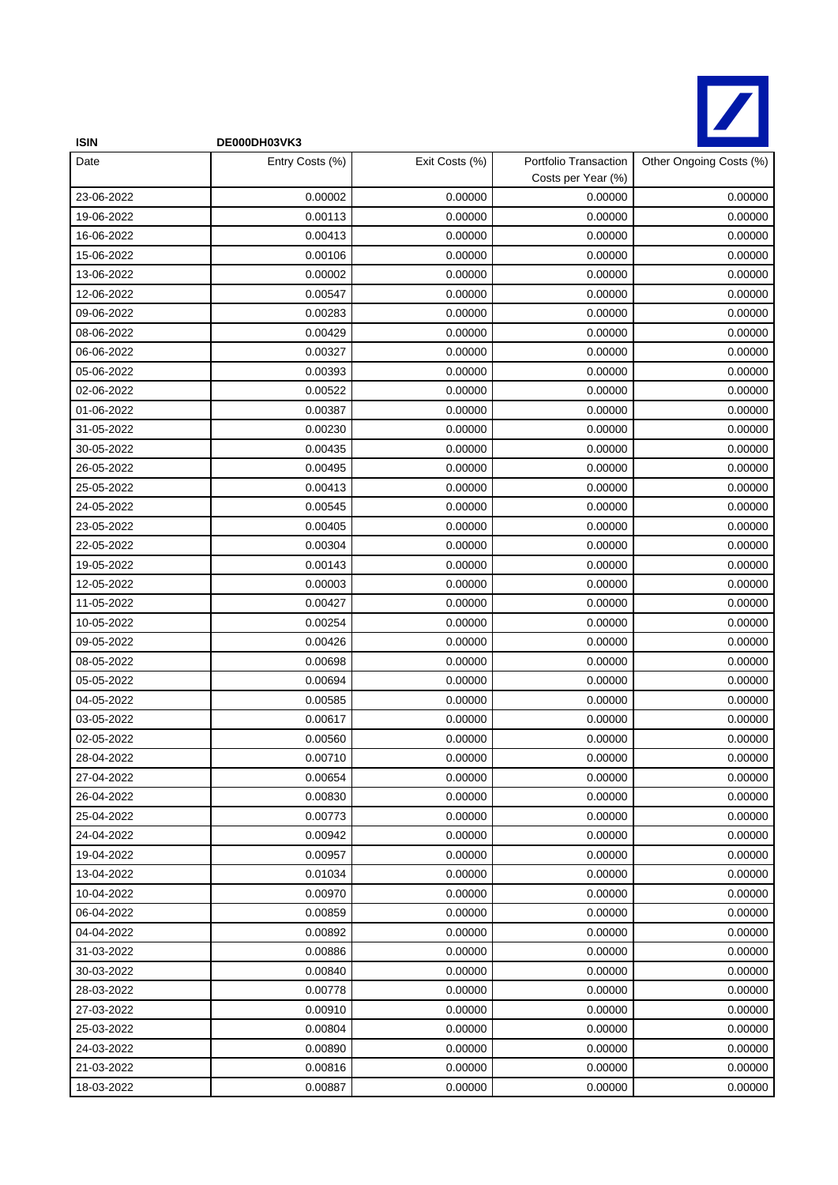**ISIN** **DE000DH03VK3**

| Date | Entry Costs (%) | Exit Costs (%) | Portfolio Transaction Costs per Year (%) | Other Ongoing Costs (%) |
|---|---|---|---|---|
| 23-06-2022 | 0.00002 | 0.00000 | 0.00000 | 0.00000 |
| 19-06-2022 | 0.00113 | 0.00000 | 0.00000 | 0.00000 |
| 16-06-2022 | 0.00413 | 0.00000 | 0.00000 | 0.00000 |
| 15-06-2022 | 0.00106 | 0.00000 | 0.00000 | 0.00000 |
| 13-06-2022 | 0.00002 | 0.00000 | 0.00000 | 0.00000 |
| 12-06-2022 | 0.00547 | 0.00000 | 0.00000 | 0.00000 |
| 09-06-2022 | 0.00283 | 0.00000 | 0.00000 | 0.00000 |
| 08-06-2022 | 0.00429 | 0.00000 | 0.00000 | 0.00000 |
| 06-06-2022 | 0.00327 | 0.00000 | 0.00000 | 0.00000 |
| 05-06-2022 | 0.00393 | 0.00000 | 0.00000 | 0.00000 |
| 02-06-2022 | 0.00522 | 0.00000 | 0.00000 | 0.00000 |
| 01-06-2022 | 0.00387 | 0.00000 | 0.00000 | 0.00000 |
| 31-05-2022 | 0.00230 | 0.00000 | 0.00000 | 0.00000 |
| 30-05-2022 | 0.00435 | 0.00000 | 0.00000 | 0.00000 |
| 26-05-2022 | 0.00495 | 0.00000 | 0.00000 | 0.00000 |
| 25-05-2022 | 0.00413 | 0.00000 | 0.00000 | 0.00000 |
| 24-05-2022 | 0.00545 | 0.00000 | 0.00000 | 0.00000 |
| 23-05-2022 | 0.00405 | 0.00000 | 0.00000 | 0.00000 |
| 22-05-2022 | 0.00304 | 0.00000 | 0.00000 | 0.00000 |
| 19-05-2022 | 0.00143 | 0.00000 | 0.00000 | 0.00000 |
| 12-05-2022 | 0.00003 | 0.00000 | 0.00000 | 0.00000 |
| 11-05-2022 | 0.00427 | 0.00000 | 0.00000 | 0.00000 |
| 10-05-2022 | 0.00254 | 0.00000 | 0.00000 | 0.00000 |
| 09-05-2022 | 0.00426 | 0.00000 | 0.00000 | 0.00000 |
| 08-05-2022 | 0.00698 | 0.00000 | 0.00000 | 0.00000 |
| 05-05-2022 | 0.00694 | 0.00000 | 0.00000 | 0.00000 |
| 04-05-2022 | 0.00585 | 0.00000 | 0.00000 | 0.00000 |
| 03-05-2022 | 0.00617 | 0.00000 | 0.00000 | 0.00000 |
| 02-05-2022 | 0.00560 | 0.00000 | 0.00000 | 0.00000 |
| 28-04-2022 | 0.00710 | 0.00000 | 0.00000 | 0.00000 |
| 27-04-2022 | 0.00654 | 0.00000 | 0.00000 | 0.00000 |
| 26-04-2022 | 0.00830 | 0.00000 | 0.00000 | 0.00000 |
| 25-04-2022 | 0.00773 | 0.00000 | 0.00000 | 0.00000 |
| 24-04-2022 | 0.00942 | 0.00000 | 0.00000 | 0.00000 |
| 19-04-2022 | 0.00957 | 0.00000 | 0.00000 | 0.00000 |
| 13-04-2022 | 0.01034 | 0.00000 | 0.00000 | 0.00000 |
| 10-04-2022 | 0.00970 | 0.00000 | 0.00000 | 0.00000 |
| 06-04-2022 | 0.00859 | 0.00000 | 0.00000 | 0.00000 |
| 04-04-2022 | 0.00892 | 0.00000 | 0.00000 | 0.00000 |
| 31-03-2022 | 0.00886 | 0.00000 | 0.00000 | 0.00000 |
| 30-03-2022 | 0.00840 | 0.00000 | 0.00000 | 0.00000 |
| 28-03-2022 | 0.00778 | 0.00000 | 0.00000 | 0.00000 |
| 27-03-2022 | 0.00910 | 0.00000 | 0.00000 | 0.00000 |
| 25-03-2022 | 0.00804 | 0.00000 | 0.00000 | 0.00000 |
| 24-03-2022 | 0.00890 | 0.00000 | 0.00000 | 0.00000 |
| 21-03-2022 | 0.00816 | 0.00000 | 0.00000 | 0.00000 |
| 18-03-2022 | 0.00887 | 0.00000 | 0.00000 | 0.00000 |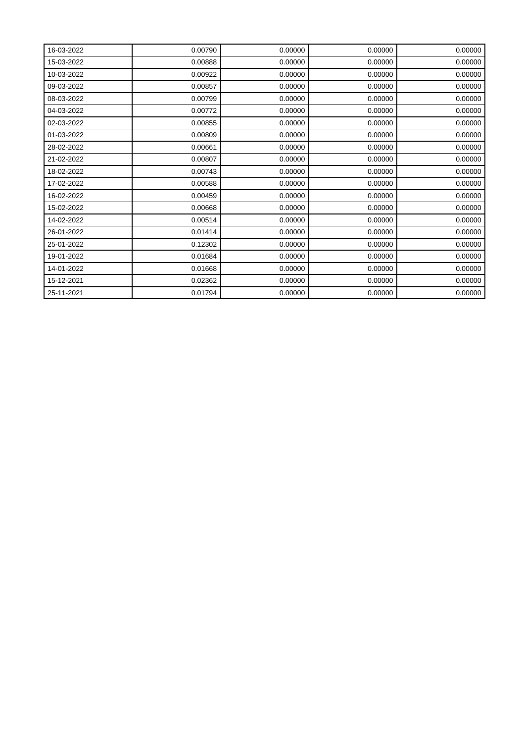| | | | | |
|---|---|---|---|---|
| 16-03-2022 | 0.00790 | 0.00000 | 0.00000 | 0.00000 |
| 15-03-2022 | 0.00888 | 0.00000 | 0.00000 | 0.00000 |
| 10-03-2022 | 0.00922 | 0.00000 | 0.00000 | 0.00000 |
| 09-03-2022 | 0.00857 | 0.00000 | 0.00000 | 0.00000 |
| 08-03-2022 | 0.00799 | 0.00000 | 0.00000 | 0.00000 |
| 04-03-2022 | 0.00772 | 0.00000 | 0.00000 | 0.00000 |
| 02-03-2022 | 0.00855 | 0.00000 | 0.00000 | 0.00000 |
| 01-03-2022 | 0.00809 | 0.00000 | 0.00000 | 0.00000 |
| 28-02-2022 | 0.00661 | 0.00000 | 0.00000 | 0.00000 |
| 21-02-2022 | 0.00807 | 0.00000 | 0.00000 | 0.00000 |
| 18-02-2022 | 0.00743 | 0.00000 | 0.00000 | 0.00000 |
| 17-02-2022 | 0.00588 | 0.00000 | 0.00000 | 0.00000 |
| 16-02-2022 | 0.00459 | 0.00000 | 0.00000 | 0.00000 |
| 15-02-2022 | 0.00668 | 0.00000 | 0.00000 | 0.00000 |
| 14-02-2022 | 0.00514 | 0.00000 | 0.00000 | 0.00000 |
| 26-01-2022 | 0.01414 | 0.00000 | 0.00000 | 0.00000 |
| 25-01-2022 | 0.12302 | 0.00000 | 0.00000 | 0.00000 |
| 19-01-2022 | 0.01684 | 0.00000 | 0.00000 | 0.00000 |
| 14-01-2022 | 0.01668 | 0.00000 | 0.00000 | 0.00000 |
| 15-12-2021 | 0.02362 | 0.00000 | 0.00000 | 0.00000 |
| 25-11-2021 | 0.01794 | 0.00000 | 0.00000 | 0.00000 |